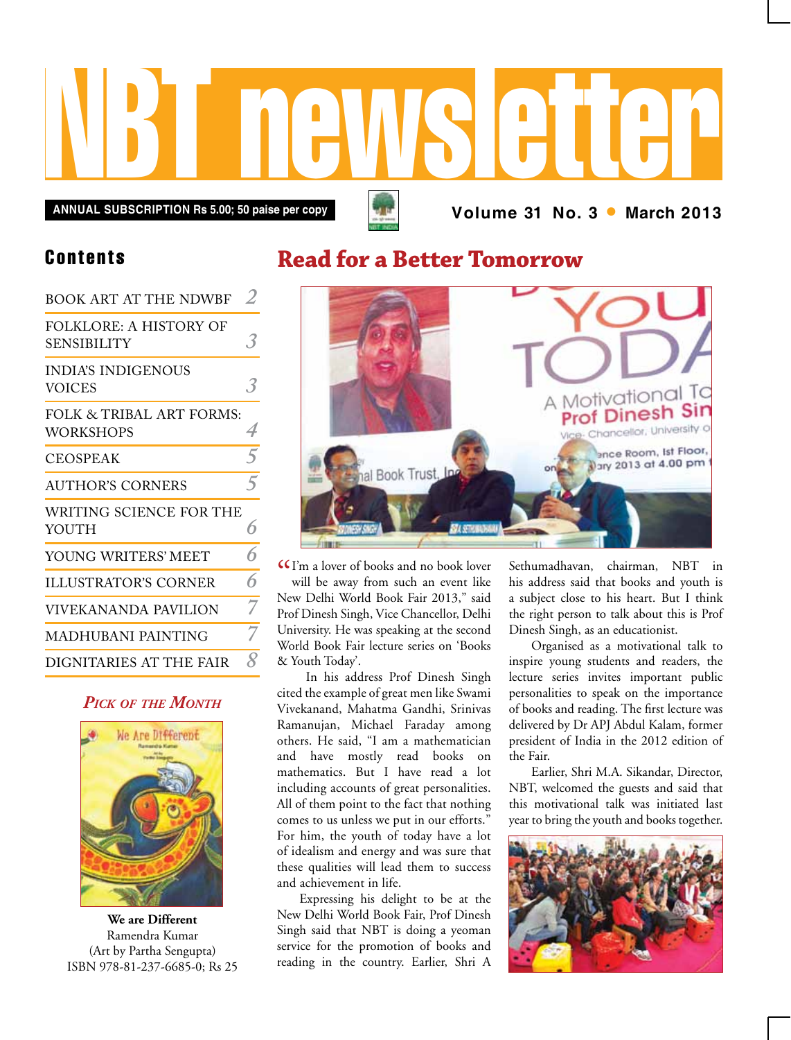# NBT newsletter

**ANNUAL SUBSCRIPTION Rs 5.00; 50 paise per copy**

**Volume 31 No. 3 • March 2013**

## Contents

| | |
|---|---|
| BOOK ART AT THE NDWBF | 2 |
| FOLKLORE: A HISTORY OF SENSIBILITY | 3 |
| INDIA'S INDIGENOUS VOICES | 3 |
| FOLK & TRIBAL ART FORMS: WORKSHOPS | 4 |
| CEOSPEAK | 5 |
| AUTHOR'S CORNERS | 5 |
| WRITING SCIENCE FOR THE YOUTH | 6 |
| YOUNG WRITERS' MEET | 6 |
| ILLUSTRATOR'S CORNER | 6 |
| VIVEKANANDA PAVILION | 7 |
| MADHUBANI PAINTING | 7 |
| DIGNITARIES AT THE FAIR | 8 |

### *Pick of the Month*

**We are Different**
Ramendra Kumar
(Art by Partha Sengupta)
ISBN 978-81-237-6685-0; Rs 25

## Read for a Better Tomorrow

"I'm a lover of books and no book lover will be away from such an event like New Delhi World Book Fair 2013," said Prof Dinesh Singh, Vice Chancellor, Delhi University. He was speaking at the second World Book Fair lecture series on 'Books & Youth Today'.

In his address Prof Dinesh Singh cited the example of great men like Swami Vivekanand, Mahatma Gandhi, Srinivas Ramanujan, Michael Faraday among others. He said, "I am a mathematician and have mostly read books on mathematics. But I have read a lot including accounts of great personalities. All of them point to the fact that nothing comes to us unless we put in our efforts." For him, the youth of today have a lot of idealism and energy and was sure that these qualities will lead them to success and achievement in life.

Expressing his delight to be at the New Delhi World Book Fair, Prof Dinesh Singh said that NBT is doing a yeoman service for the promotion of books and reading in the country. Earlier, Shri A Sethumadhavan, chairman, NBT in his address said that books and youth is a subject close to his heart. But I think the right person to talk about this is Prof Dinesh Singh, as an educationist.

Organised as a motivational talk to inspire young students and readers, the lecture series invites important public personalities to speak on the importance of books and reading. The first lecture was delivered by Dr APJ Abdul Kalam, former president of India in the 2012 edition of the Fair.

Earlier, Shri M.A. Sikandar, Director, NBT, welcomed the guests and said that this motivational talk was initiated last year to bring the youth and books together.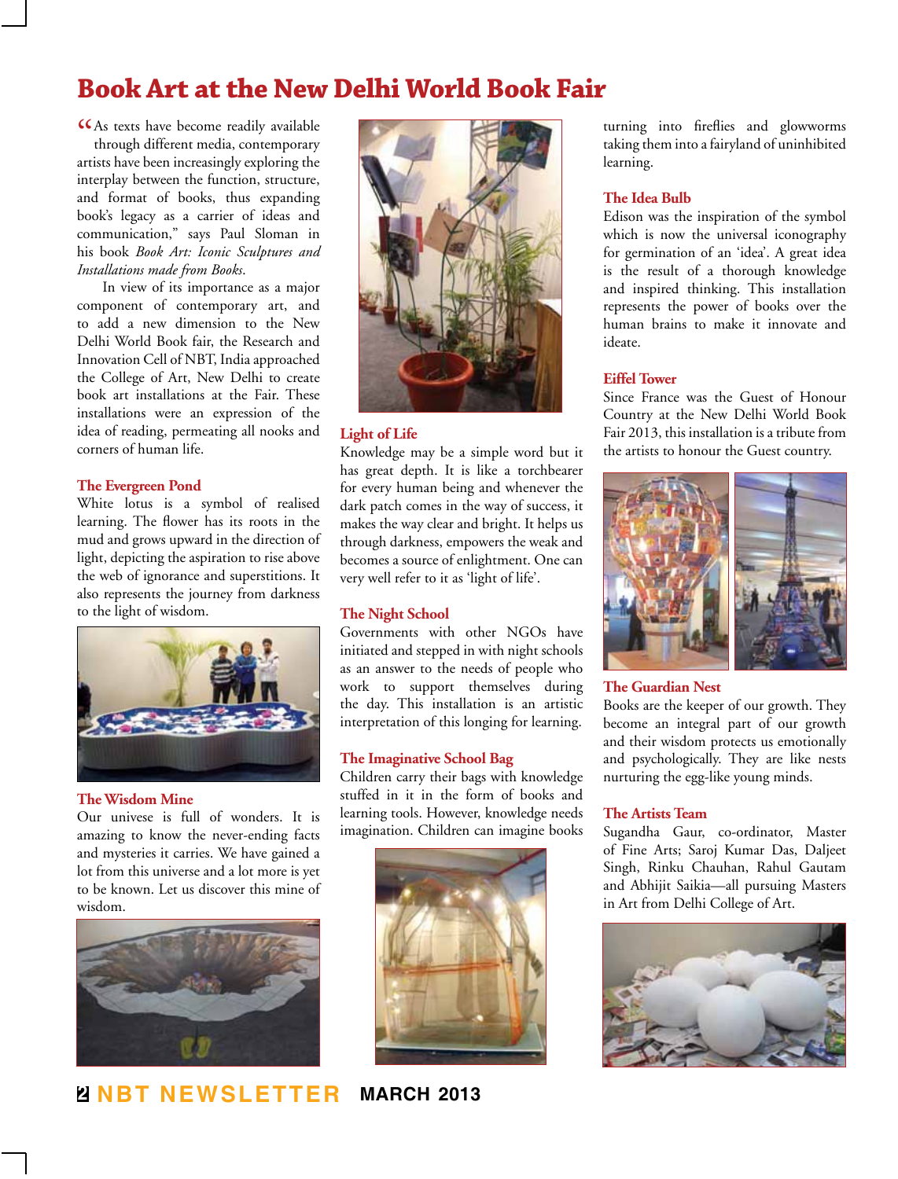# Book Art at the New Delhi World Book Fair

"As texts have become readily available through different media, contemporary artists have been increasingly exploring the interplay between the function, structure, and format of books, thus expanding book's legacy as a carrier of ideas and communication," says Paul Sloman in his book *Book Art: Iconic Sculptures and Installations made from Books*.

In view of its importance as a major component of contemporary art, and to add a new dimension to the New Delhi World Book fair, the Research and Innovation Cell of NBT, India approached the College of Art, New Delhi to create book art installations at the Fair. These installations were an expression of the idea of reading, permeating all nooks and corners of human life.

## The Evergreen Pond

White lotus is a symbol of realised learning. The flower has its roots in the mud and grows upward in the direction of light, depicting the aspiration to rise above the web of ignorance and superstitions. It also represents the journey from darkness to the light of wisdom.

## The Wisdom Mine

Our unívese is full of wonders. It is amazing to know the never-ending facts and mysteries it carries. We have gained a lot from this universe and a lot more is yet to be known. Let us discover this mine of wisdom.

## Light of Life

Knowledge may be a simple word but it has great depth. It is like a torchbearer for every human being and whenever the dark patch comes in the way of success, it makes the way clear and bright. It helps us through darkness, empowers the weak and becomes a source of enlightment. One can very well refer to it as 'light of life'.

## The Night School

Governments with other NGOs have initiated and stepped in with night schools as an answer to the needs of people who work to support themselves during the day. This installation is an artistic interpretation of this longing for learning.

## The Imaginative School Bag

Children carry their bags with knowledge stuffed in it in the form of books and learning tools. However, knowledge needs imagination. Children can imagine books turning into fireflies and glowworms taking them into a fairyland of uninhibited learning.

## The Idea Bulb

Edison was the inspiration of the symbol which is now the universal iconography for germination of an 'idea'. A great idea is the result of a thorough knowledge and inspired thinking. This installation represents the power of books over the human brains to make it innovate and ideate.

## Eiffel Tower

Since France was the Guest of Honour Country at the New Delhi World Book Fair 2013, this installation is a tribute from the artists to honour the Guest country.

## The Guardian Nest

Books are the keeper of our growth. They become an integral part of our growth and their wisdom protects us emotionally and psychologically. They are like nests nurturing the egg-like young minds.

## The Artists Team

Sugandha Gaur, co-ordinator, Master of Fine Arts; Saroj Kumar Das, Daljeet Singh, Rinku Chauhan, Rahul Gautam and Abhijit Saikia—all pursuing Masters in Art from Delhi College of Art.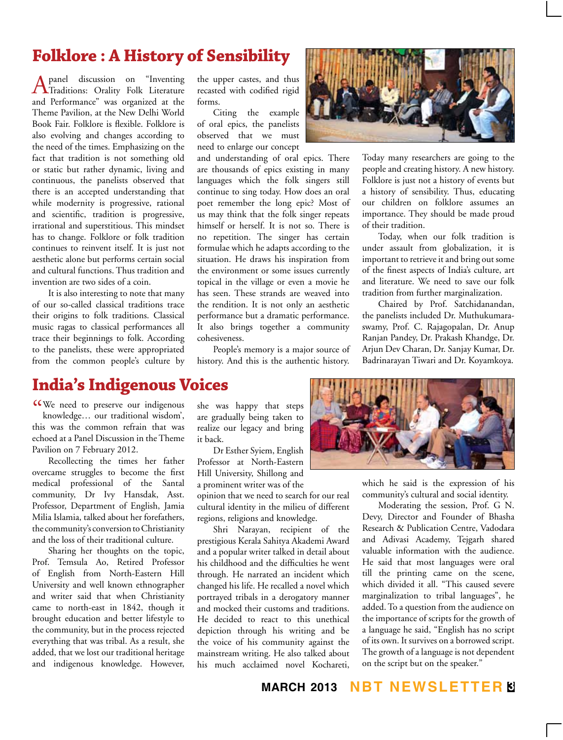# Folklore : A History of Sensibility

A panel discussion on "Inventing Traditions: Orality Folk Literature and Performance" was organized at the Theme Pavilion, at the New Delhi World Book Fair. Folklore is flexible. Folklore is also evolving and changes according to the need of the times. Emphasizing on the fact that tradition is not something old or static but rather dynamic, living and continuous, the panelists observed that there is an accepted understanding that while modernity is progressive, rational and scientific, tradition is progressive, irrational and superstitious. This mindset has to change. Folklore or folk tradition continues to reinvent itself. It is just not aesthetic alone but performs certain social and cultural functions. Thus tradition and invention are two sides of a coin.

It is also interesting to note that many of our so-called classical traditions trace their origins to folk traditions. Classical music ragas to classical performances all trace their beginnings to folk. According to the panelists, these were appropriated from the common people's culture by the upper castes, and thus recasted with codified rigid forms.

Citing the example of oral epics, the panelists observed that we must need to enlarge our concept and understanding of oral epics. There are thousands of epics existing in many languages which the folk singers still continue to sing today. How does an oral poet remember the long epic? Most of us may think that the folk singer repeats himself or herself. It is not so. There is no repetition. The singer has certain formulae which he adapts according to the situation. He draws his inspiration from the environment or some issues currently topical in the village or even a movie he has seen. These strands are weaved into the rendition. It is not only an aesthetic performance but a dramatic performance. It also brings together a community cohesiveness.

People's memory is a major source of history. And this is the authentic history. Today many researchers are going to the people and creating history. A new history. Folklore is just not a history of events but a history of sensibility. Thus, educating our children on folklore assumes an importance. They should be made proud of their tradition.

Today, when our folk tradition is under assault from globalization, it is important to retrieve it and bring out some of the finest aspects of India's culture, art and literature. We need to save our folk tradition from further marginalization.

Chaired by Prof. Satchidanandan, the panelists included Dr. Muthukumaraswamy, Prof. C. Rajagopalan, Dr. Anup Ranjan Pandey, Dr. Prakash Khandge, Dr. Arjun Dev Charan, Dr. Sanjay Kumar, Dr. Badrinarayan Tiwari and Dr. Koyamkoya.

# India's Indigenous Voices

"We need to preserve our indigenous knowledge… our traditional wisdom', this was the common refrain that was echoed at a Panel Discussion in the Theme Pavilion on 7 February 2012.

Recollecting the times her father overcame struggles to become the first medical professional of the Santal community, Dr Ivy Hansdak, Asst. Professor, Department of English, Jamia Milia Islamia, talked about her forefathers, the community's conversion to Christianity and the loss of their traditional culture.

Sharing her thoughts on the topic, Prof. Temsula Ao, Retired Professor of English from North-Eastern Hill University and well known ethnographer and writer said that when Christianity came to north-east in 1842, though it brought education and better lifestyle to the community, but in the process rejected everything that was tribal. As a result, she added, that we lost our traditional heritage and indigenous knowledge. However, she was happy that steps are gradually being taken to realize our legacy and bring it back.

Dr Esther Syiem, English Professor at North-Eastern Hill University, Shillong and a prominent writer was of the opinion that we need to search for our real cultural identity in the milieu of different regions, religions and knowledge.

Shri Narayan, recipient of the prestigious Kerala Sahitya Akademi Award and a popular writer talked in detail about his childhood and the difficulties he went through. He narrated an incident which changed his life. He recalled a novel which portrayed tribals in a derogatory manner and mocked their customs and traditions. He decided to react to this unethical depiction through his writing and be the voice of his community against the mainstream writing. He also talked about his much acclaimed novel Kochareti, which he said is the expression of his community's cultural and social identity.

Moderating the session, Prof. G N. Devy, Director and Founder of Bhasha Research & Publication Centre, Vadodara and Adivasi Academy, Tejgarh shared valuable information with the audience. He said that most languages were oral till the printing came on the scene, which divided it all. "This caused severe marginalization to tribal languages", he added. To a question from the audience on the importance of scripts for the growth of a language he said, "English has no script of its own. It survives on a borrowed script. The growth of a language is not dependent on the script but on the speaker."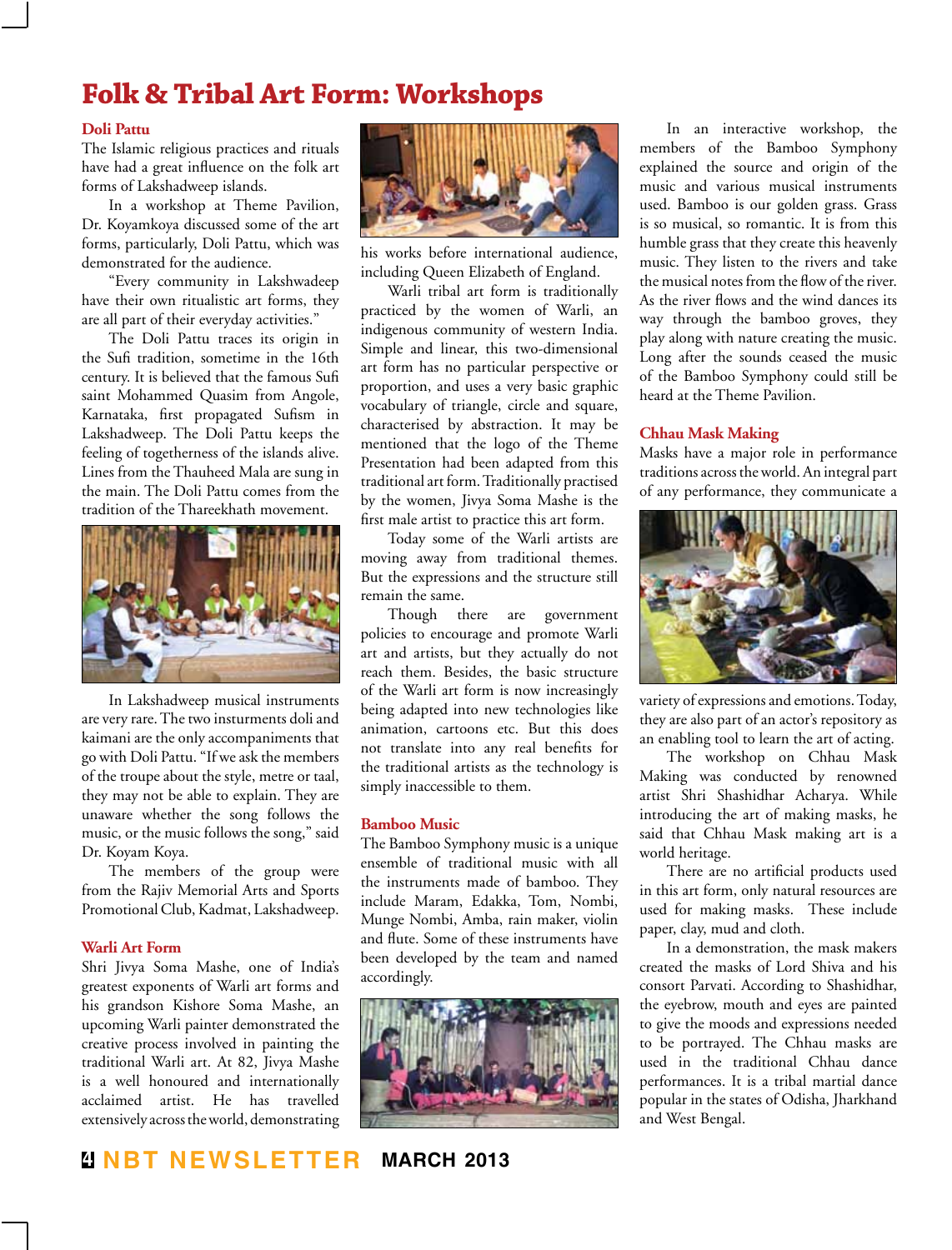# Folk & Tribal Art Form: Workshops

### Doli Pattu

The Islamic religious practices and rituals have had a great influence on the folk art forms of Lakshadweep islands.

In a workshop at Theme Pavilion, Dr. Koyamkoya discussed some of the art forms, particularly, Doli Pattu, which was demonstrated for the audience.

"Every community in Lakshwadeep have their own ritualistic art forms, they are all part of their everyday activities."

The Doli Pattu traces its origin in the Sufi tradition, sometime in the 16th century. It is believed that the famous Sufi saint Mohammed Quasim from Angole, Karnataka, first propagated Sufism in Lakshadweep. The Doli Pattu keeps the feeling of togetherness of the islands alive. Lines from the Thauheed Mala are sung in the main. The Doli Pattu comes from the tradition of the Thareekhath movement.

In Lakshadweep musical instruments are very rare. The two insturments doli and kaimani are the only accompaniments that go with Doli Pattu. "If we ask the members of the troupe about the style, metre or taal, they may not be able to explain. They are unaware whether the song follows the music, or the music follows the song," said Dr. Koyam Koya.

The members of the group were from the Rajiv Memorial Arts and Sports Promotional Club, Kadmat, Lakshadweep.

### Warli Art Form

Shri Jivya Soma Mashe, one of India's greatest exponents of Warli art forms and his grandson Kishore Soma Mashe, an upcoming Warli painter demonstrated the creative process involved in painting the traditional Warli art. At 82, Jivya Mashe is a well honoured and internationally acclaimed artist. He has travelled extensively across the world, demonstrating his works before international audience, including Queen Elizabeth of England.

Warli tribal art form is traditionally practiced by the women of Warli, an indigenous community of western India. Simple and linear, this two-dimensional art form has no particular perspective or proportion, and uses a very basic graphic vocabulary of triangle, circle and square, characterised by abstraction. It may be mentioned that the logo of the Theme Presentation had been adapted from this traditional art form. Traditionally practised by the women, Jivya Soma Mashe is the first male artist to practice this art form.

Today some of the Warli artists are moving away from traditional themes. But the expressions and the structure still remain the same.

Though there are government policies to encourage and promote Warli art and artists, but they actually do not reach them. Besides, the basic structure of the Warli art form is now increasingly being adapted into new technologies like animation, cartoons etc. But this does not translate into any real benefits for the traditional artists as the technology is simply inaccessible to them.

### Bamboo Music

The Bamboo Symphony music is a unique ensemble of traditional music with all the instruments made of bamboo. They include Maram, Edakka, Tom, Nombi, Munge Nombi, Amba, rain maker, violin and flute. Some of these instruments have been developed by the team and named accordingly.

In an interactive workshop, the members of the Bamboo Symphony explained the source and origin of the music and various musical instruments used. Bamboo is our golden grass. Grass is so musical, so romantic. It is from this humble grass that they create this heavenly music. They listen to the rivers and take the musical notes from the flow of the river. As the river flows and the wind dances its way through the bamboo groves, they play along with nature creating the music. Long after the sounds ceased the music of the Bamboo Symphony could still be heard at the Theme Pavilion.

### Chhau Mask Making

Masks have a major role in performance traditions across the world. An integral part of any performance, they communicate a variety of expressions and emotions. Today, they are also part of an actor's repository as an enabling tool to learn the art of acting.

The workshop on Chhau Mask Making was conducted by renowned artist Shri Shashidhar Acharya. While introducing the art of making masks, he said that Chhau Mask making art is a world heritage.

There are no artificial products used in this art form, only natural resources are used for making masks. These include paper, clay, mud and cloth.

In a demonstration, the mask makers created the masks of Lord Shiva and his consort Parvati. According to Shashidhar, the eyebrow, mouth and eyes are painted to give the moods and expressions needed to be portrayed. The Chhau masks are used in the traditional Chhau dance performances. It is a tribal martial dance popular in the states of Odisha, Jharkhand and West Bengal.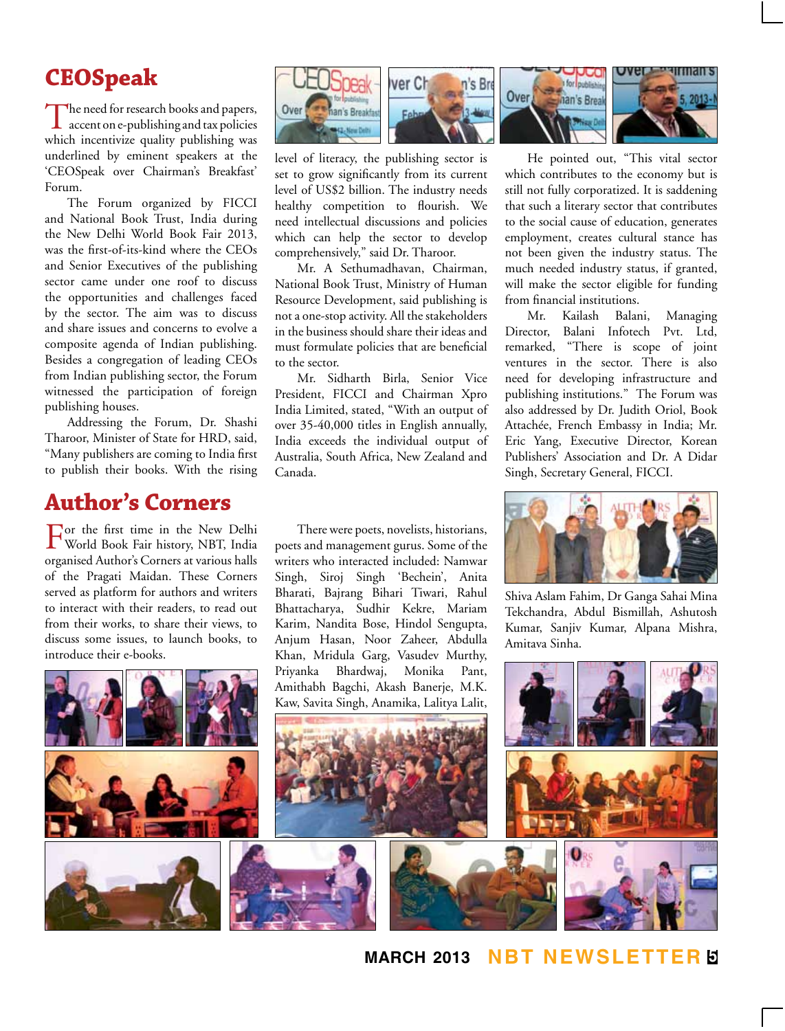## CEOSpeak

The need for research books and papers, accent on e-publishing and tax policies which incentivize quality publishing was underlined by eminent speakers at the 'CEOSpeak over Chairman's Breakfast' Forum.

The Forum organized by FICCI and National Book Trust, India during the New Delhi World Book Fair 2013, was the first-of-its-kind where the CEOs and Senior Executives of the publishing sector came under one roof to discuss the opportunities and challenges faced by the sector. The aim was to discuss and share issues and concerns to evolve a composite agenda of Indian publishing. Besides a congregation of leading CEOs from Indian publishing sector, the Forum witnessed the participation of foreign publishing houses.

Addressing the Forum, Dr. Shashi Tharoor, Minister of State for HRD, said, "Many publishers are coming to India first to publish their books. With the rising level of literacy, the publishing sector is set to grow significantly from its current level of US$2 billion. The industry needs healthy competition to flourish. We need intellectual discussions and policies which can help the sector to develop comprehensively," said Dr. Tharoor.

Mr. A Sethumadhavan, Chairman, National Book Trust, Ministry of Human Resource Development, said publishing is not a one-stop activity. All the stakeholders in the business should share their ideas and must formulate policies that are beneficial to the sector.

Mr. Sidharth Birla, Senior Vice President, FICCI and Chairman Xpro India Limited, stated, "With an output of over 35-40,000 titles in English annually, India exceeds the individual output of Australia, South Africa, New Zealand and Canada.

He pointed out, "This vital sector which contributes to the economy but is still not fully corporatized. It is saddening that such a literary sector that contributes to the social cause of education, generates employment, creates cultural stance has not been given the industry status. The much needed industry status, if granted, will make the sector eligible for funding from financial institutions.

Mr. Kailash Balani, Managing Director, Balani Infotech Pvt. Ltd, remarked, "There is scope of joint ventures in the sector. There is also need for developing infrastructure and publishing institutions." The Forum was also addressed by Dr. Judith Oriol, Book Attachée, French Embassy in India; Mr. Eric Yang, Executive Director, Korean Publishers' Association and Dr. A Didar Singh, Secretary General, FICCI.

## Author's Corners

For the first time in the New Delhi World Book Fair history, NBT, India organised Author's Corners at various halls of the Pragati Maidan. These Corners served as platform for authors and writers to interact with their readers, to read out from their works, to share their views, to discuss some issues, to launch books, to introduce their e-books.

There were poets, novelists, historians, poets and management gurus. Some of the writers who interacted included: Namwar Singh, Siroj Singh 'Bechein', Anita Bharati, Bajrang Bihari Tiwari, Rahul Bhattacharya, Sudhir Kekre, Mariam Karim, Nandita Bose, Hindol Sengupta, Anjum Hasan, Noor Zaheer, Abdulla Khan, Mridula Garg, Vasudev Murthy, Priyanka Bhardwaj, Monika Pant, Amithabh Bagchi, Akash Banerje, M.K. Kaw, Savita Singh, Anamika, Lalitya Lalit, Shiva Aslam Fahim, Dr Ganga Sahai Mina Tekchandra, Abdul Bismillah, Ashutosh Kumar, Sanjiv Kumar, Alpana Mishra, Amitava Sinha.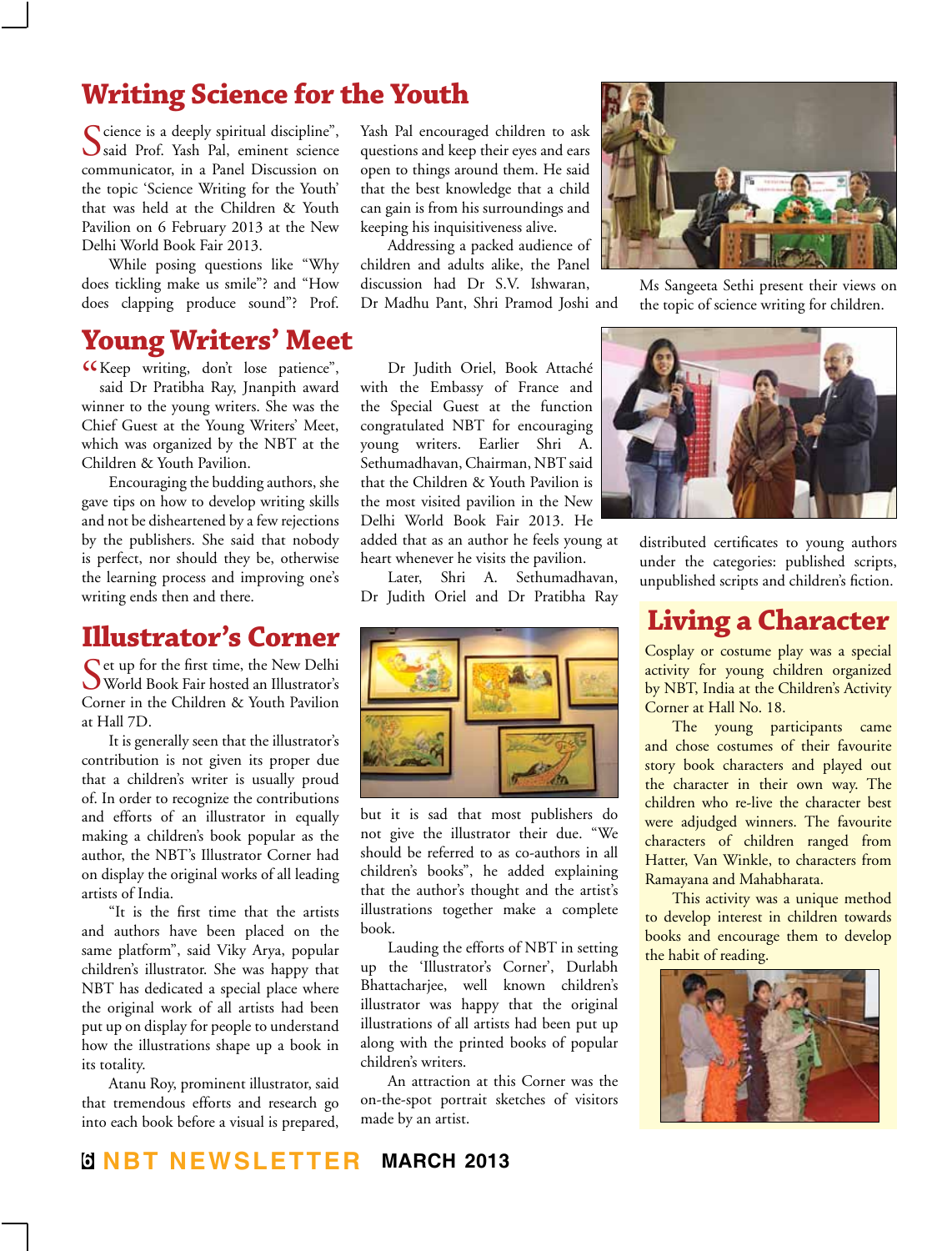## Writing Science for the Youth

"Science is a deeply spiritual discipline", said Prof. Yash Pal, eminent science communicator, in a Panel Discussion on the topic 'Science Writing for the Youth' that was held at the Children & Youth Pavilion on 6 February 2013 at the New Delhi World Book Fair 2013.

While posing questions like "Why does tickling make us smile"? and "How does clapping produce sound"? Prof. Yash Pal encouraged children to ask questions and keep their eyes and ears open to things around them. He said that the best knowledge that a child can gain is from his surroundings and keeping his inquisitiveness alive.

Addressing a packed audience of children and adults alike, the Panel discussion had Dr S.V. Ishwaran, Dr Madhu Pant, Shri Pramod Joshi and Ms Sangeeta Sethi present their views on the topic of science writing for children.

## Young Writers' Meet

"Keep writing, don't lose patience", said Dr Pratibha Ray, Jnanpith award winner to the young writers. She was the Chief Guest at the Young Writers' Meet, which was organized by the NBT at the Children & Youth Pavilion.

Encouraging the budding authors, she gave tips on how to develop writing skills and not be disheartened by a few rejections by the publishers. She said that nobody is perfect, nor should they be, otherwise the learning process and improving one's writing ends then and there.

Dr Judith Oriel, Book Attaché with the Embassy of France and the Special Guest at the function congratulated NBT for encouraging young writers. Earlier Shri A. Sethumadhavan, Chairman, NBT said that the Children & Youth Pavilion is the most visited pavilion in the New Delhi World Book Fair 2013. He added that as an author he feels young at heart whenever he visits the pavilion.

Later, Shri A. Sethumadhavan, Dr Judith Oriel and Dr Pratibha Ray distributed certificates to young authors under the categories: published scripts, unpublished scripts and children's fiction.

## Illustrator's Corner

Set up for the first time, the New Delhi World Book Fair hosted an Illustrator's Corner in the Children & Youth Pavilion at Hall 7D.

It is generally seen that the illustrator's contribution is not given its proper due that a children's writer is usually proud of. In order to recognize the contributions and efforts of an illustrator in equally making a children's book popular as the author, the NBT's Illustrator Corner had on display the original works of all leading artists of India.

"It is the first time that the artists and authors have been placed on the same platform", said Viky Arya, popular children's illustrator. She was happy that NBT has dedicated a special place where the original work of all artists had been put up on display for people to understand how the illustrations shape up a book in its totality.

Atanu Roy, prominent illustrator, said that tremendous efforts and research go into each book before a visual is prepared, but it is sad that most publishers do not give the illustrator their due. "We should be referred to as co-authors in all children's books", he added explaining that the author's thought and the artist's illustrations together make a complete book.

Lauding the efforts of NBT in setting up the 'Illustrator's Corner', Durlabh Bhattacharjee, well known children's illustrator was happy that the original illustrations of all artists had been put up along with the printed books of popular children's writers.

An attraction at this Corner was the on-the-spot portrait sketches of visitors made by an artist.

## Living a Character

Cosplay or costume play was a special activity for young children organized by NBT, India at the Children's Activity Corner at Hall No. 18.

The young participants came and chose costumes of their favourite story book characters and played out the character in their own way. The children who re-live the character best were adjudged winners. The favourite characters of children ranged from Hatter, Van Winkle, to characters from Ramayana and Mahabharata.

This activity was a unique method to develop interest in children towards books and encourage them to develop the habit of reading.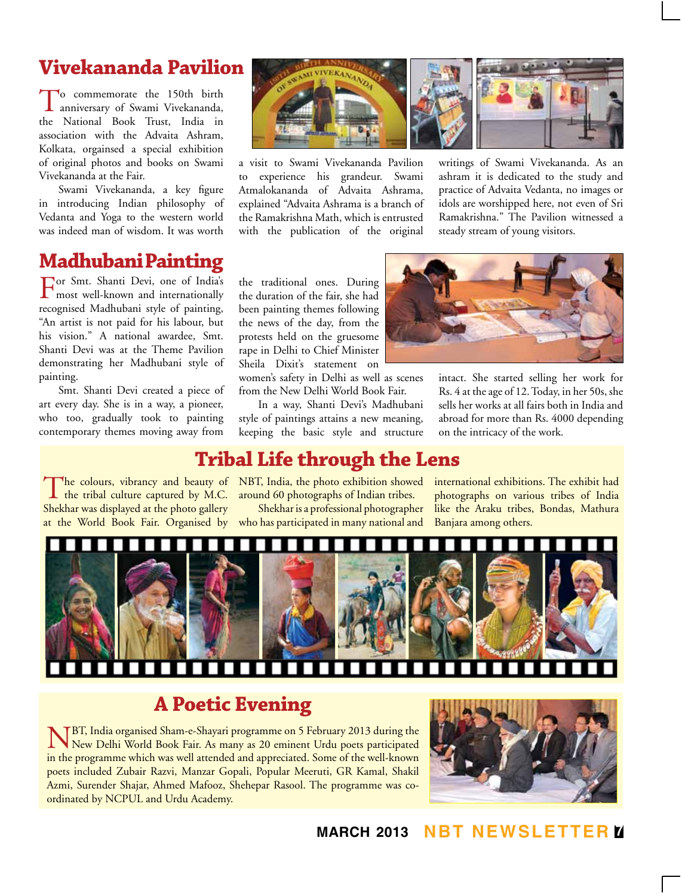## Vivekananda Pavilion

To commemorate the 150th birth anniversary of Swami Vivekananda, the National Book Trust, India in association with the Advaita Ashram, Kolkata, orgainsed a special exhibition of original photos and books on Swami Vivekananda at the Fair.

Swami Vivekananda, a key figure in introducing Indian philosophy of Vedanta and Yoga to the western world was indeed man of wisdom. It was worth a visit to Swami Vivekananda Pavilion to experience his grandeur. Swami Atmalokananda of Advaita Ashrama, explained "Advaita Ashrama is a branch of the Ramakrishna Math, which is entrusted with the publication of the original writings of Swami Vivekananda. As an ashram it is dedicated to the study and practice of Advaita Vedanta, no images or idols are worshipped here, not even of Sri Ramakrishna." The Pavilion witnessed a steady stream of young visitors.

## Madhubani Painting

For Smt. Shanti Devi, one of India's most well-known and internationally recognised Madhubani style of painting, "An artist is not paid for his labour, but his vision." A national awardee, Smt. Shanti Devi was at the Theme Pavilion demonstrating her Madhubani style of painting.

Smt. Shanti Devi created a piece of art every day. She is in a way, a pioneer, who too, gradually took to painting contemporary themes moving away from the traditional ones. During the duration of the fair, she had been painting themes following the news of the day, from the protests held on the gruesome rape in Delhi to Chief Minister Sheila Dixit's statement on women's safety in Delhi as well as scenes from the New Delhi World Book Fair.

In a way, Shanti Devi's Madhubani style of paintings attains a new meaning, keeping the basic style and structure intact. She started selling her work for Rs. 4 at the age of 12. Today, in her 50s, she sells her works at all fairs both in India and abroad for more than Rs. 4000 depending on the intricacy of the work.

## Tribal Life through the Lens

The colours, vibrancy and beauty of the tribal culture captured by M.C. Shekhar was displayed at the photo gallery at the World Book Fair. Organised by NBT, India, the photo exhibition showed around 60 photographs of Indian tribes.

Shekhar is a professional photographer who has participated in many national and international exhibitions. The exhibit had photographs on various tribes of India like the Araku tribes, Bondas, Mathura Banjara among others.

## A Poetic Evening

NBT, India organised Sham-e-Shayari programme on 5 February 2013 during the New Delhi World Book Fair. As many as 20 eminent Urdu poets participated in the programme which was well attended and appreciated. Some of the well-known poets included Zubair Razvi, Manzar Gopali, Popular Meeruti, GR Kamal, Shakil Azmi, Surender Shajar, Ahmed Mafooz, Shehepar Rasool. The programme was co-ordinated by NCPUL and Urdu Academy.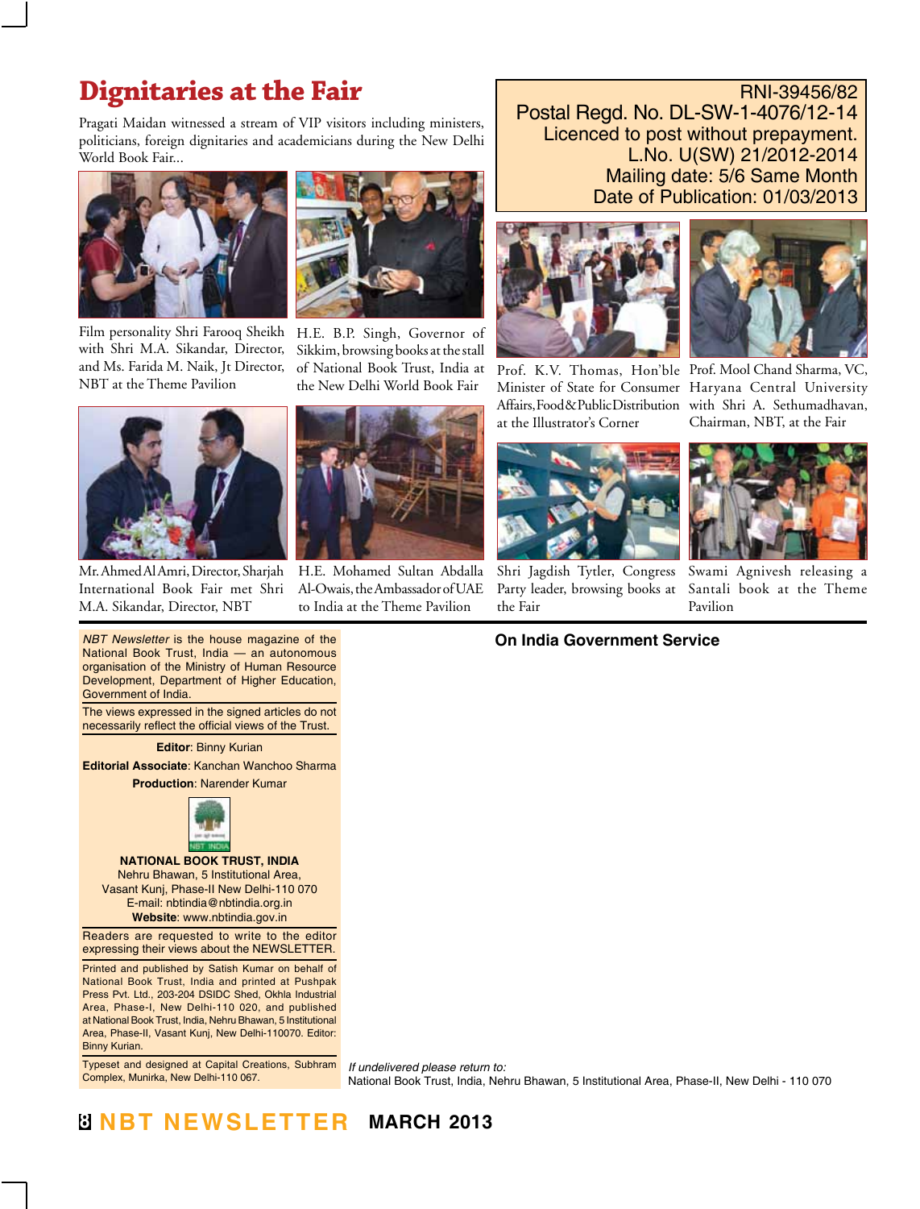# Dignitaries at the Fair

Pragati Maidan witnessed a stream of VIP visitors including ministers, politicians, foreign dignitaries and academicians during the New Delhi World Book Fair...

Film personality Shri Farooq Sheikh with Shri M.A. Sikandar, Director, and Ms. Farida M. Naik, Jt Director, NBT at the Theme Pavilion

H.E. B.P. Singh, Governor of Sikkim, browsing books at the stall of National Book Trust, India at the New Delhi World Book Fair

Mr. Ahmed Al Amri, Director, Sharjah International Book Fair met Shri M.A. Sikandar, Director, NBT

H.E. Mohamed Sultan Abdalla Al-Owais, the Ambassador of UAE to India at the Theme Pavilion

RNI-39456/82
Postal Regd. No. DL-SW-1-4076/12-14
Licenced to post without prepayment.
L.No. U(SW) 21/2012-2014
Mailing date: 5/6 Same Month
Date of Publication: 01/03/2013

Prof. K.V. Thomas, Hon'ble Minister of State for Consumer Affairs, Food & Public Distribution at the Illustrator's Corner

Prof. Mool Chand Sharma, VC, Haryana Central University with Shri A. Sethumadhavan, Chairman, NBT, at the Fair

Shri Jagdish Tytler, Congress Party leader, browsing books at the Fair

Swami Agnivesh releasing a Santali book at the Theme Pavilion

*NBT Newsletter* is the house magazine of the National Book Trust, India — an autonomous organisation of the Ministry of Human Resource Development, Department of Higher Education, Government of India.

The views expressed in the signed articles do not necessarily reflect the official views of the Trust.

**Editor**: Binny Kurian

**Editorial Associate**: Kanchan Wanchoo Sharma

**Production**: Narender Kumar

**NATIONAL BOOK TRUST, INDIA**
Nehru Bhawan, 5 Institutional Area,
Vasant Kunj, Phase-II New Delhi-110 070
E-mail: nbtindia@nbtindia.org.in
**Website**: www.nbtindia.gov.in

Readers are requested to write to the editor expressing their views about the NEWSLETTER.

Printed and published by Satish Kumar on behalf of National Book Trust, India and printed at Pushpak Press Pvt. Ltd., 203-204 DSIDC Shed, Okhla Industrial Area, Phase-I, New Delhi-110 020, and published at National Book Trust, India, Nehru Bhawan, 5 Institutional Area, Phase-II, Vasant Kunj, New Delhi-110070. Editor: Binny Kurian.

Typeset and designed at Capital Creations, Subhram Complex, Munirka, New Delhi-110 067.

**On India Government Service**

*If undelivered please return to:*
National Book Trust, India, Nehru Bhawan, 5 Institutional Area, Phase-II, New Delhi - 110 070